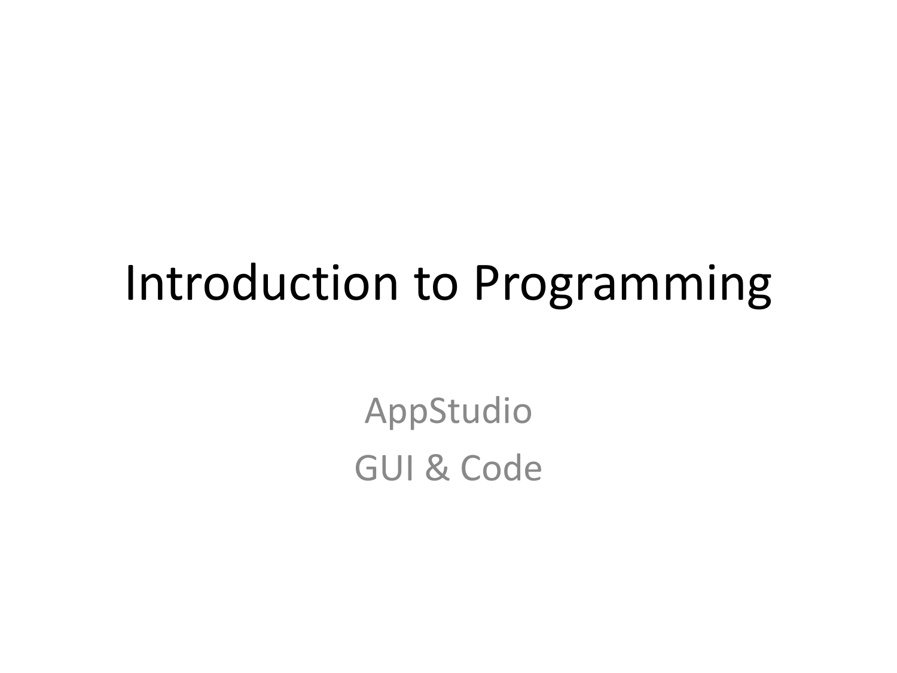# Introduction to Programming

AppStudio

GUI & Code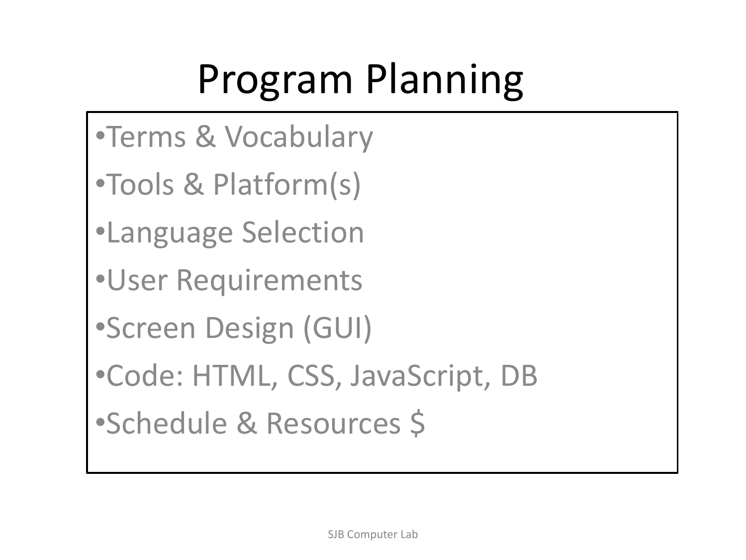# Program Planning

- Terms & Vocabulary
- Tools & Platform(s)
- Language Selection
- User Requirements
- Screen Design (GUI)
- Code: HTML, CSS, JavaScript, DB
- Schedule & Resources $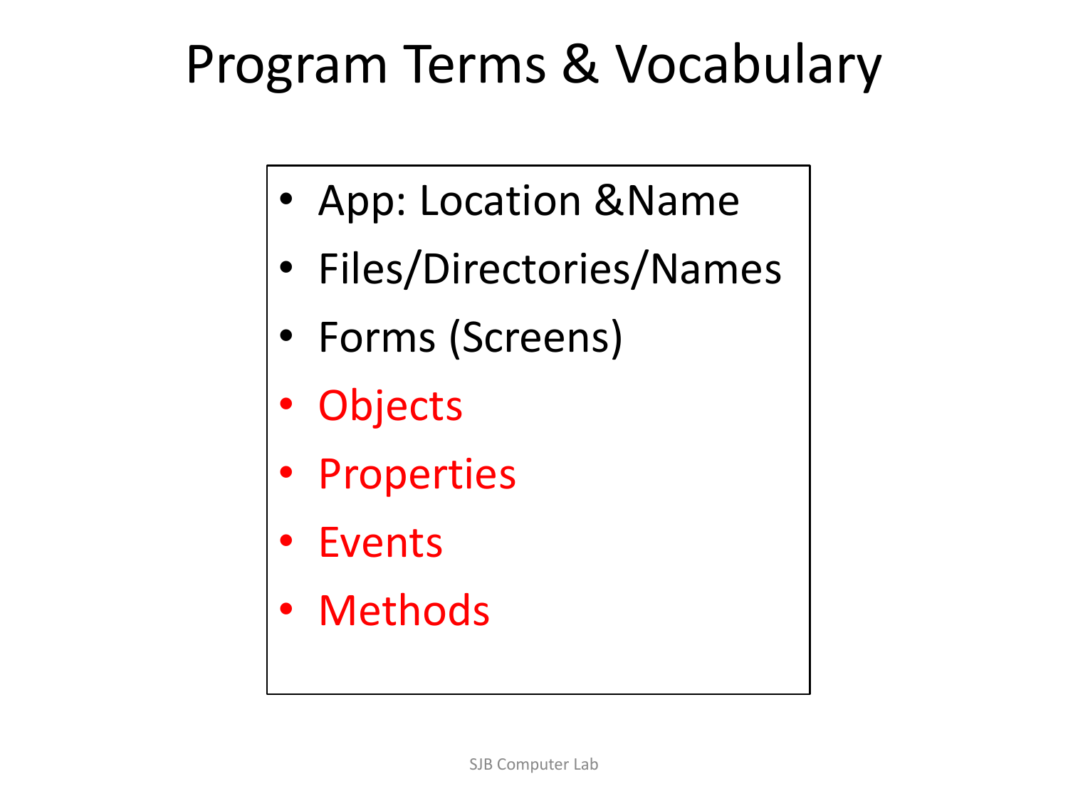# Program Terms & Vocabulary

- App: Location &Name
- Files/Directories/Names
- Forms (Screens)
- Objects
- Properties
- Events
- Methods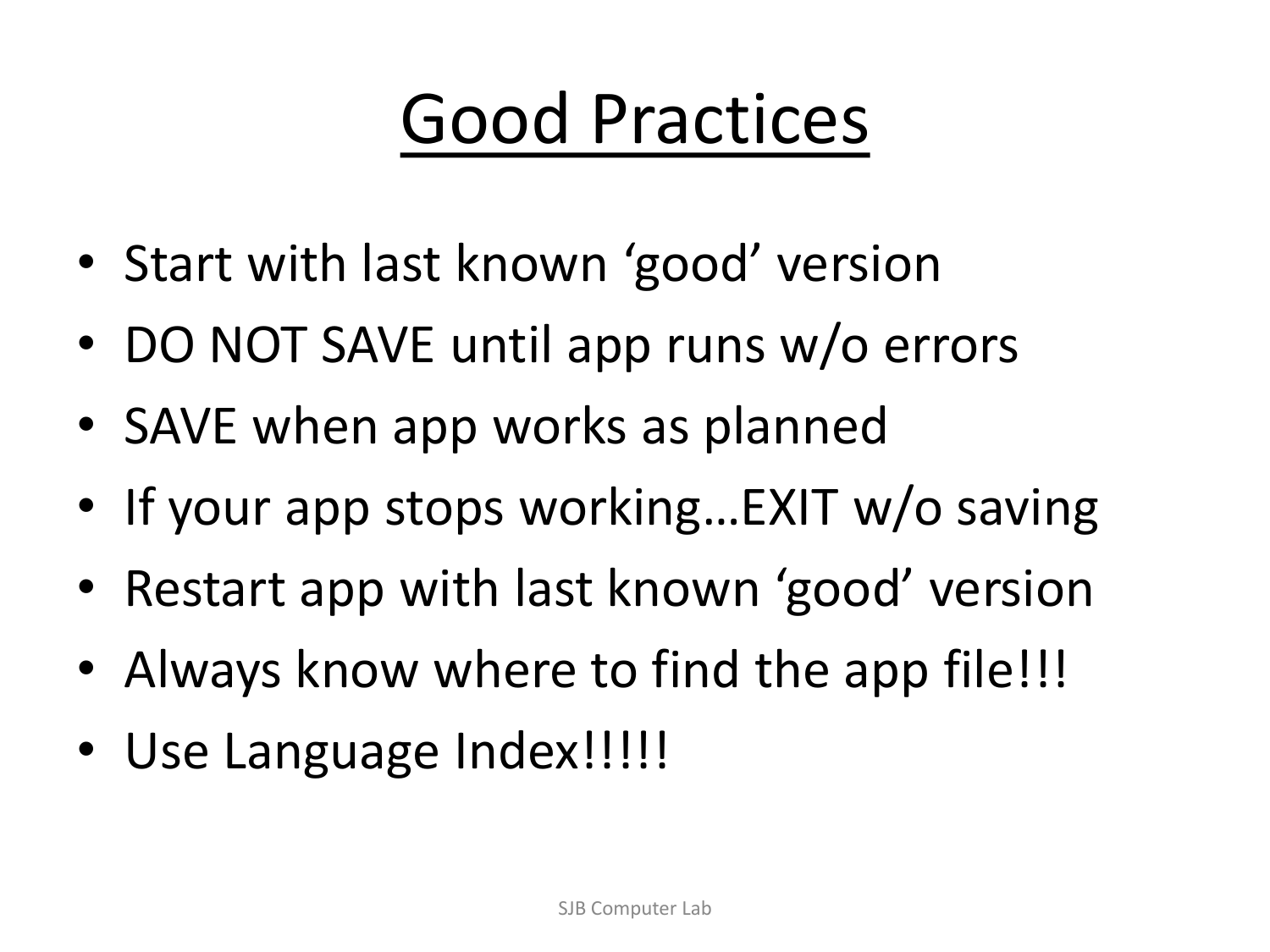# Good Practices

- Start with last known ‘good’ version
- DO NOT SAVE until app runs w/o errors
- SAVE when app works as planned
- If your app stops working…EXIT w/o saving
- Restart app with last known ‘good’ version
- Always know where to find the app file!!!
- Use Language Index!!!!!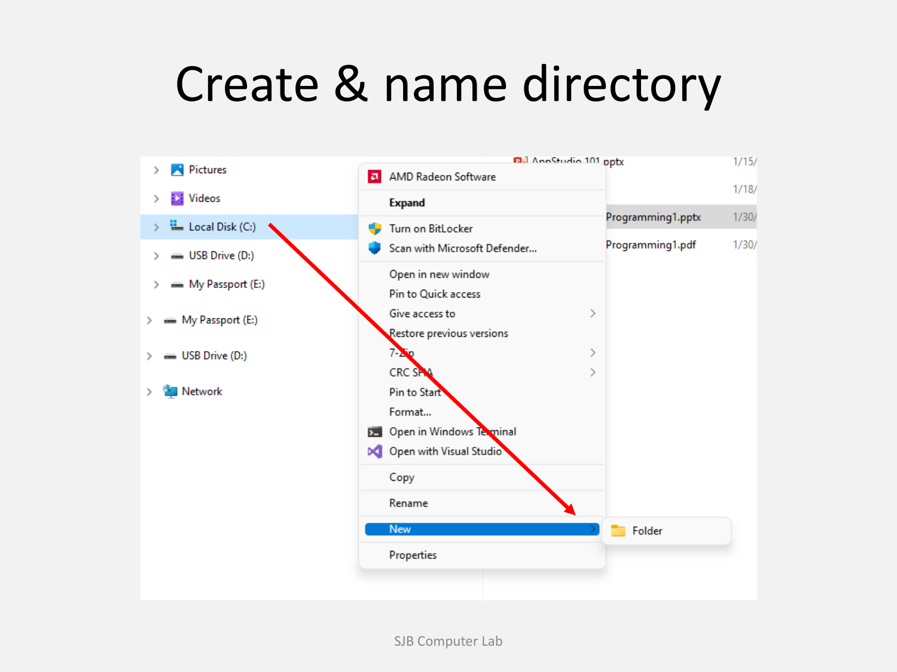# Create & name directory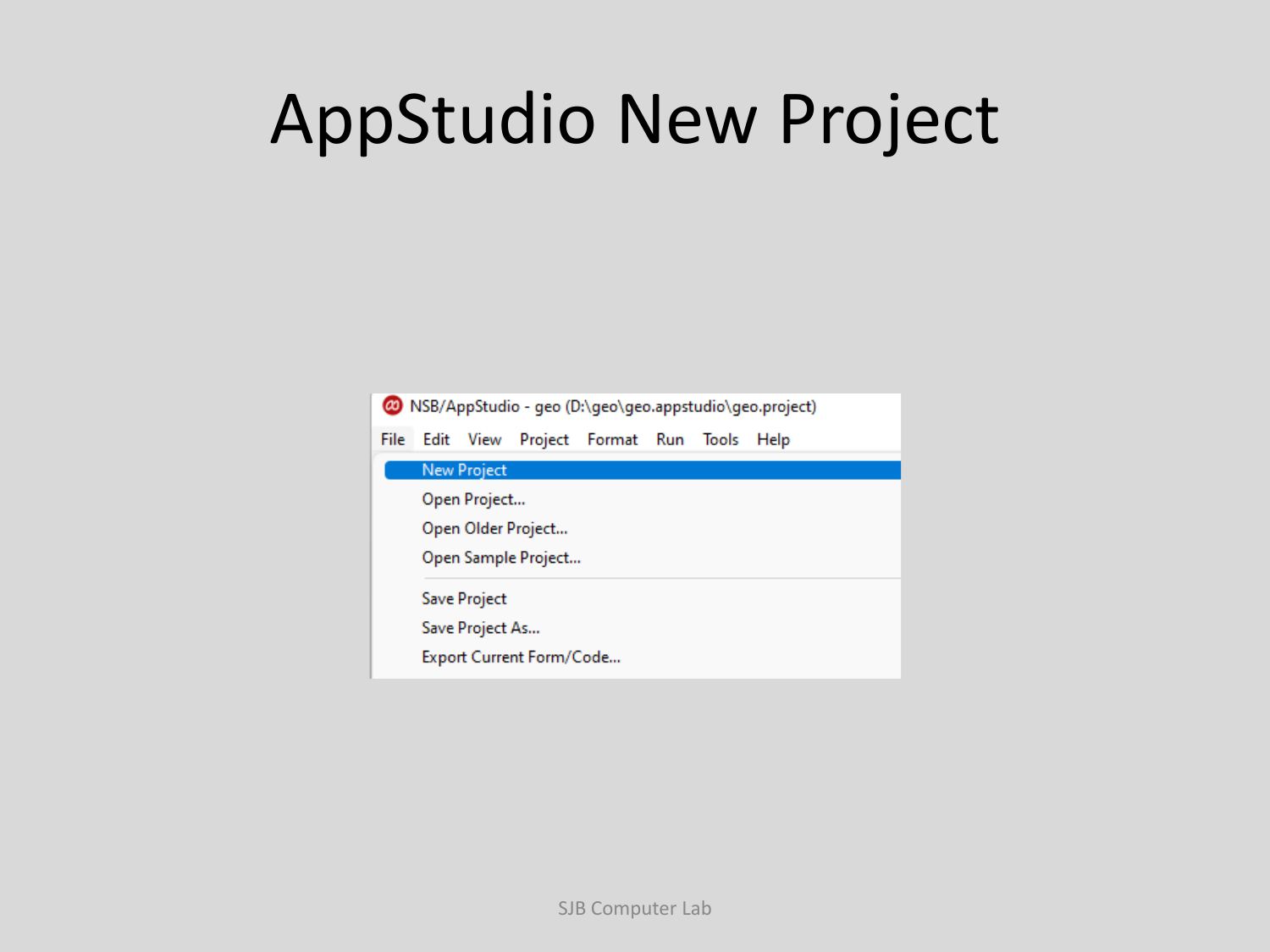# AppStudio New Project

NSB/AppStudio - geo (D:\geo\geo.appstudio\geo.project)

File Edit View Project Format Run Tools Help

- New Project
- Open Project...
- Open Older Project...
- Open Sample Project...
- Save Project
- Save Project As...
- Export Current Form/Code...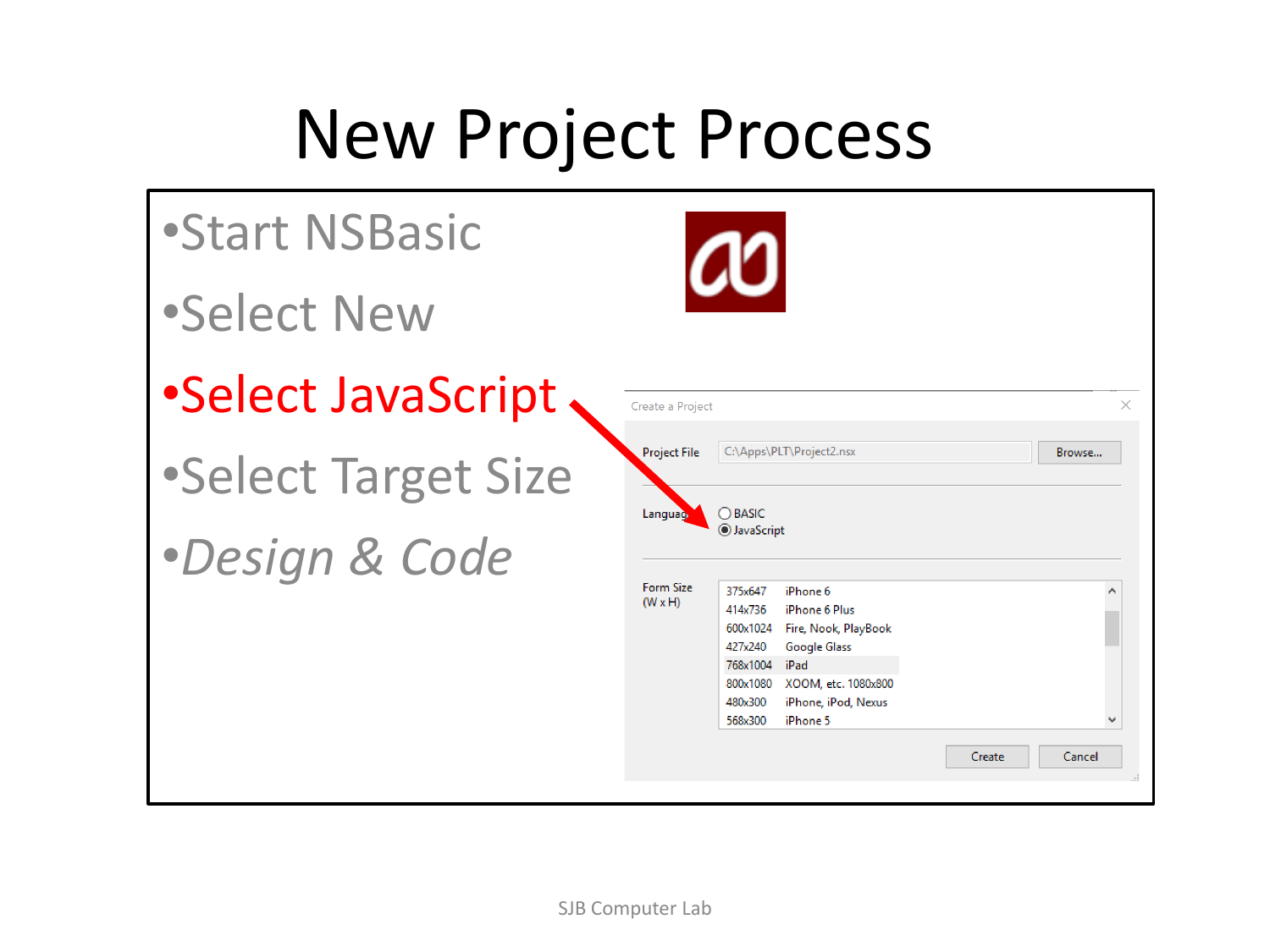# New Project Process

- Start NSBasic
- Select New
- **Select JavaScript**
- Select Target Size
- *Design & Code*

Create a Project

Project File: C:\Apps\PLT\Project2.nsx — Browse...

Language: BASIC / JavaScript

Form Size (W x H)

| | |
|---|---|
| 375x647 | iPhone 6 |
| 414x736 | iPhone 6 Plus |
| 600x1024 | Fire, Nook, PlayBook |
| 427x240 | Google Glass |
| 768x1004 | iPad |
| 800x1080 | XOOM, etc. 1080x800 |
| 480x300 | iPhone, iPod, Nexus |
| 568x300 | iPhone 5 |

Create | Cancel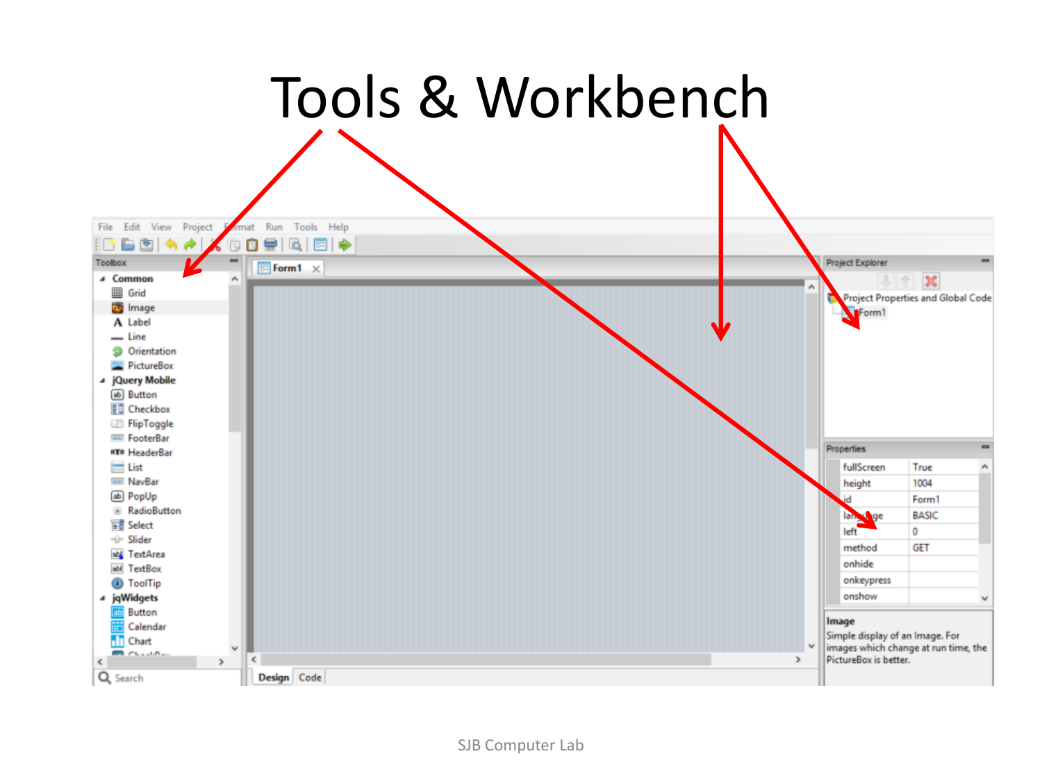# Tools & Workbench

File Edit View Project Format Run Tools Help

**Toolbox**

- **Common**
  - Grid
  - Image
  - Label
  - Line
  - Orientation
  - PictureBox
- **jQuery Mobile**
  - Button
  - Checkbox
  - FlipToggle
  - FooterBar
  - HeaderBar
  - List
  - NavBar
  - PopUp
  - RadioButton
  - Select
  - Slider
  - TextArea
  - TextBox
  - ToolTip
- **jqWidgets**
  - Button
  - Calendar
  - Chart

Search

Form1

Design | Code

**Project Explorer**

- Project Properties and Global Code
  - Form1

**Properties**

| | |
|---|---|
| fullScreen | True |
| height | 1004 |
| id | Form1 |
| language | BASIC |
| left | 0 |
| method | GET |
| onhide | |
| onkeypress | |
| onshow | |

**Image**
Simple display of an Image. For images which change at run time, the PictureBox is better.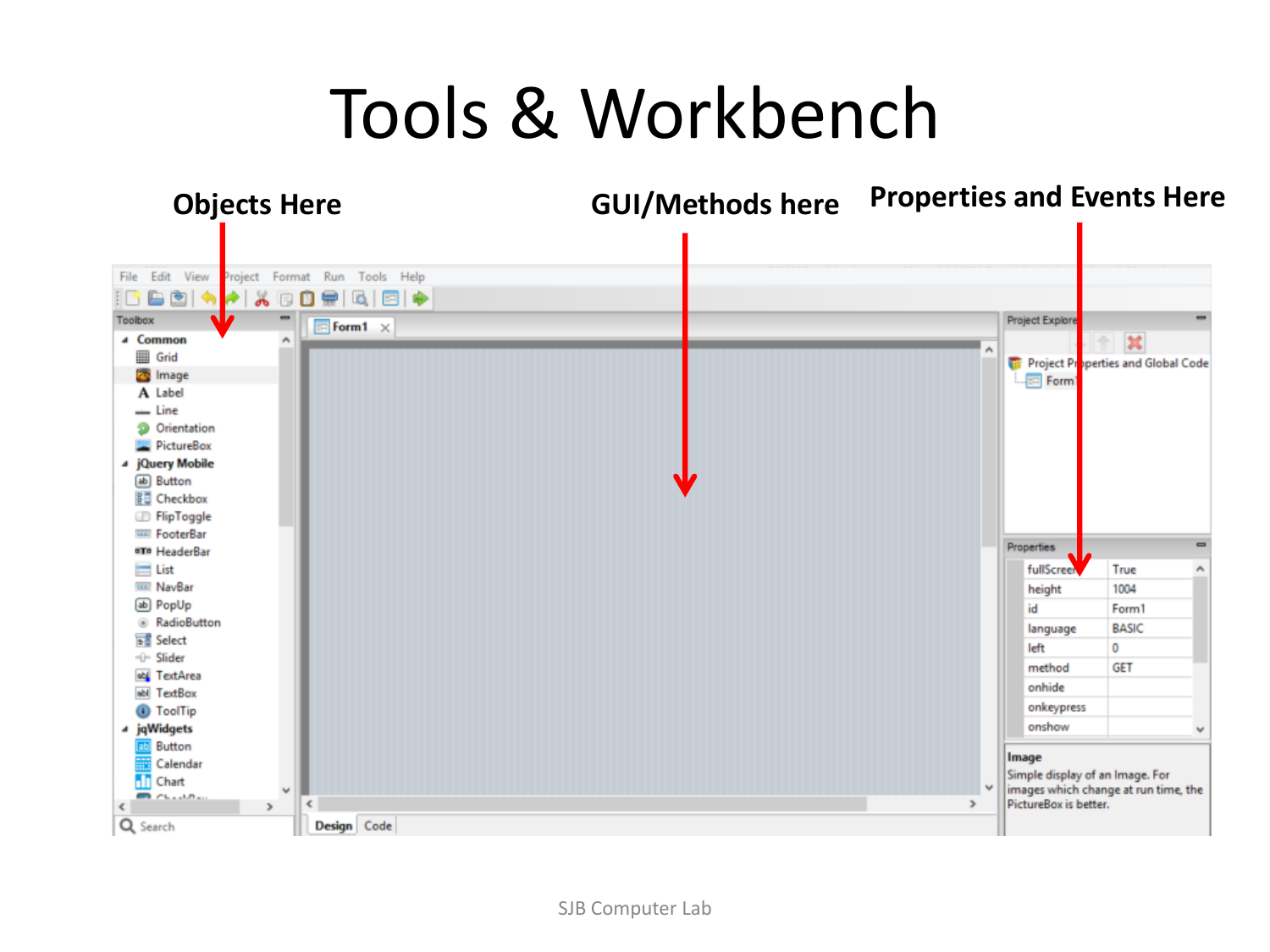# Tools & Workbench

**Objects Here**

**GUI/Methods here**

**Properties and Events Here**

File Edit View Project Format Run Tools Help

Toolbox

- Common
  - Grid
  - Image
  - Label
  - Line
  - Orientation
  - PictureBox
- jQuery Mobile
  - Button
  - Checkbox
  - FlipToggle
  - FooterBar
  - HeaderBar
  - List
  - NavBar
  - PopUp
  - RadioButton
  - Select
  - Slider
  - TextArea
  - TextBox
  - ToolTip
- jqWidgets
  - Button
  - Calendar
  - Chart

Search

Form1

Design Code

Project Explorer

Project Properties and Global Code

Form1

Properties

| | |
|---|---|
| fullScreen | True |
| height | 1004 |
| id | Form1 |
| language | BASIC |
| left | 0 |
| method | GET |
| onhide | |
| onkeypress | |
| onshow | |

**Image**

Simple display of an Image. For images which change at run time, the PictureBox is better.

SJB Computer Lab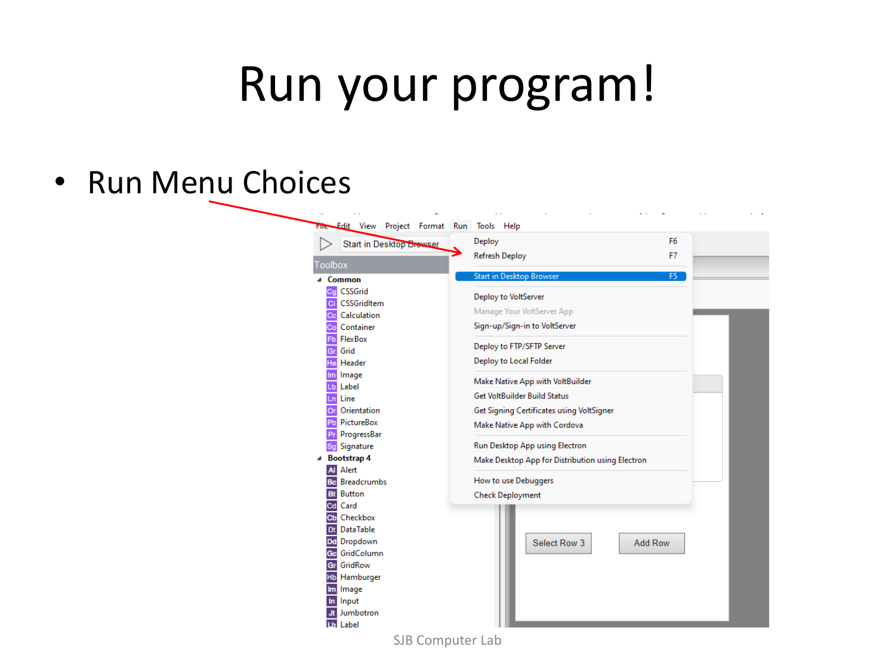# Run your program!

- Run Menu Choices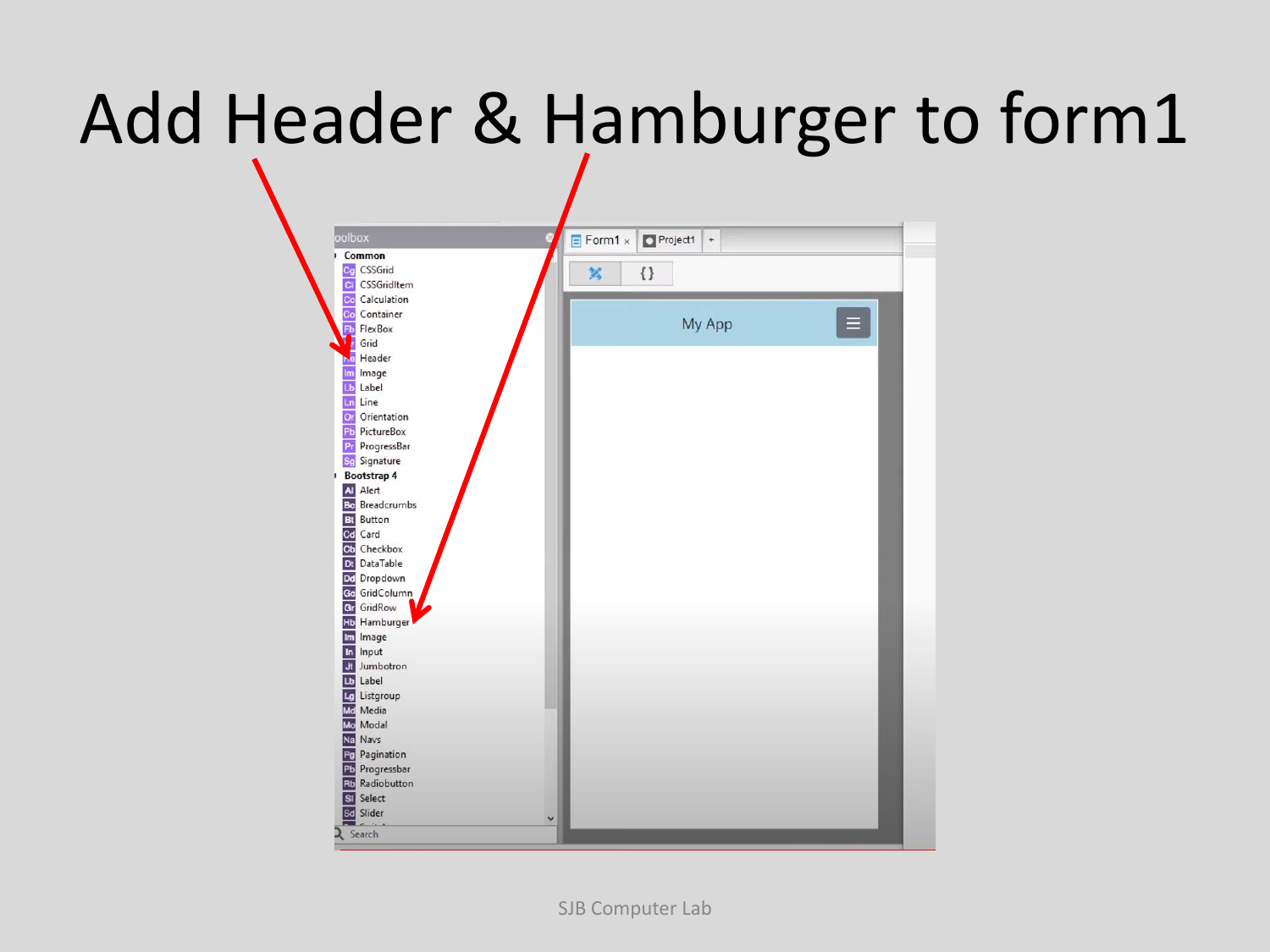# Add Header & Hamburger to form1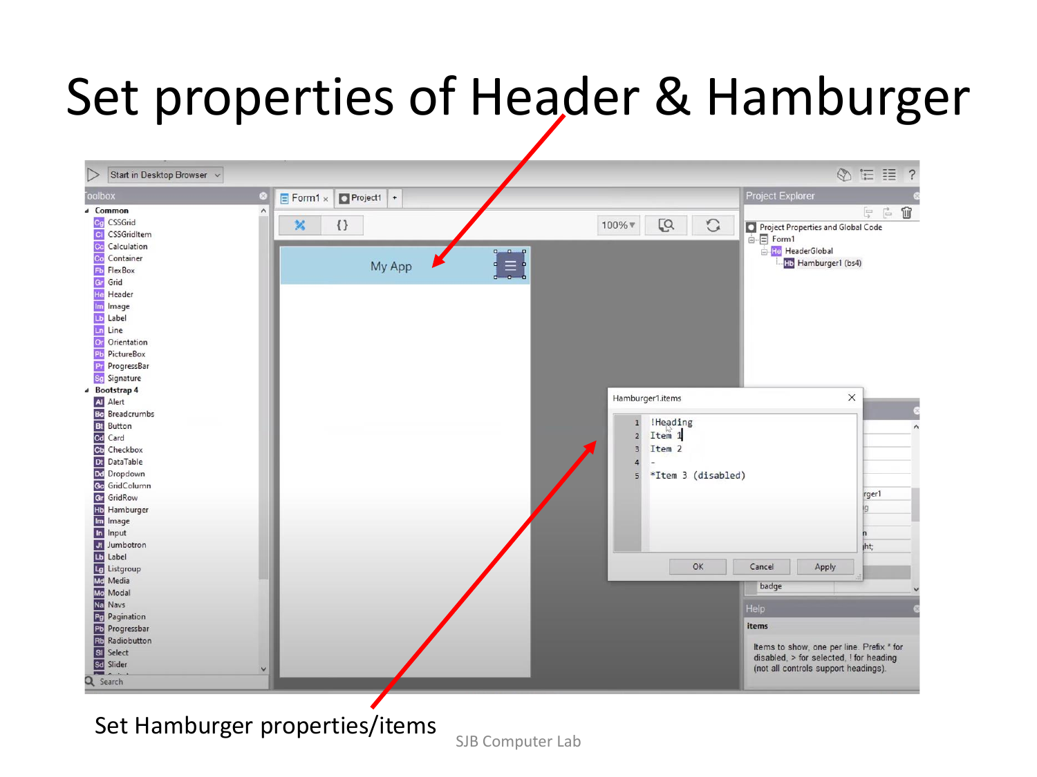# Set properties of Header & Hamburger

Set Hamburger properties/items

SJB Computer Lab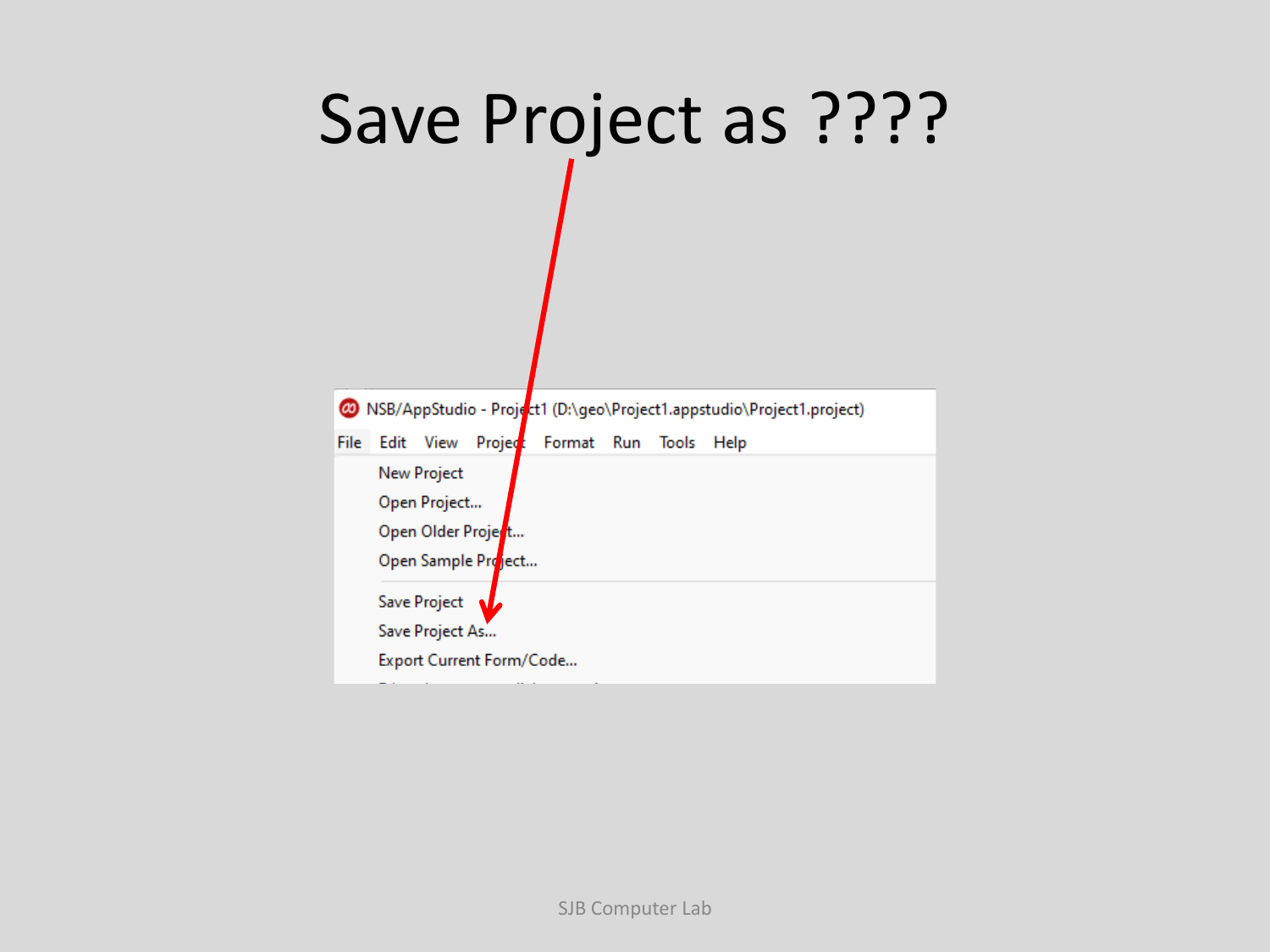# Save Project as ????

NSB/AppStudio - Project1 (D:\geo\Project1.appstudio\Project1.project)

File Edit View Project Format Run Tools Help

- New Project
- Open Project...
- Open Older Project...
- Open Sample Project...
- Save Project
- Save Project As...
- Export Current Form/Code...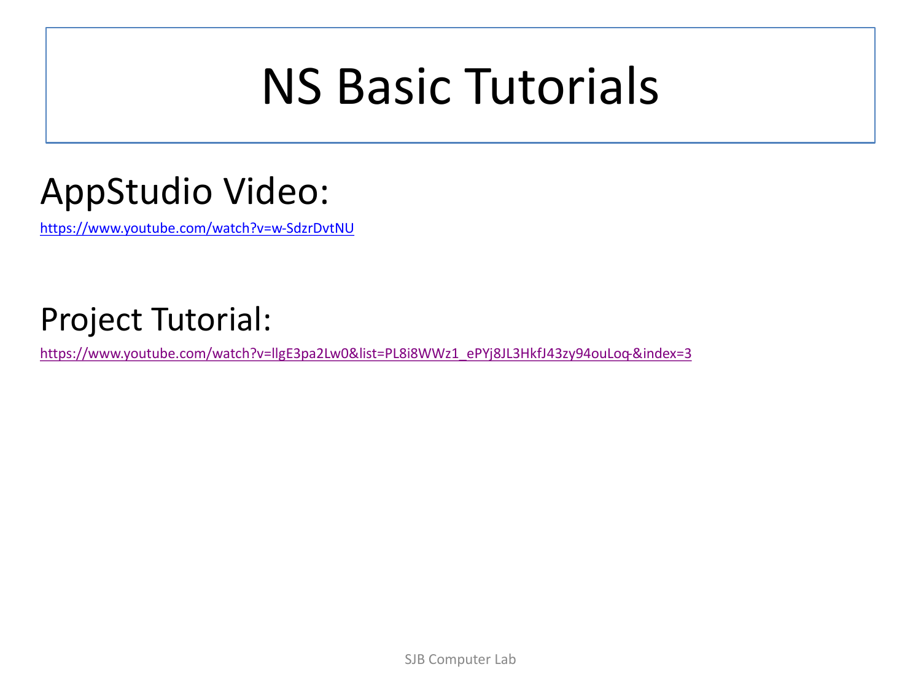# NS Basic Tutorials

## AppStudio Video:

https://www.youtube.com/watch?v=w-SdzrDvtNU

## Project Tutorial:

https://www.youtube.com/watch?v=llgE3pa2Lw0&list=PL8i8WWz1_ePYj8JL3HkfJ43zy94ouLoq-&index=3

SJB Computer Lab